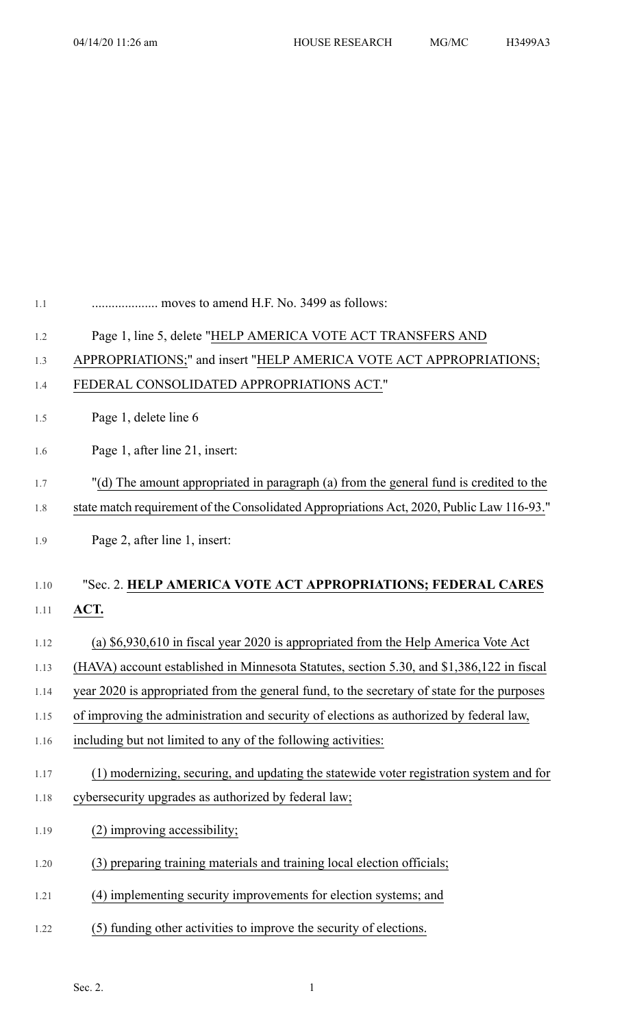.................... moves to amend H.F. No. 3499 as follows:

Page 1, line 5, delete "HELP AMERICA VOTE ACT TRANSFERS AND APPROPRIATIONS;" and insert "HELP AMERICA VOTE ACT APPROPRIATIONS; FEDERAL CONSOLIDATED APPROPRIATIONS ACT."

Page 1, delete line 6

Page 1, after line 21, insert:

"(d) The amount appropriated in paragraph (a) from the general fund is credited to the state match requirement of the Consolidated Appropriations Act, 2020, Public Law 116-93."

Page 2, after line 1, insert:

"Sec. 2. **HELP AMERICA VOTE ACT APPROPRIATIONS; FEDERAL CARES ACT.**

(a) $6,930,610 in fiscal year 2020 is appropriated from the Help America Vote Act (HAVA) account established in Minnesota Statutes, section 5.30, and $1,386,122 in fiscal year 2020 is appropriated from the general fund, to the secretary of state for the purposes of improving the administration and security of elections as authorized by federal law, including but not limited to any of the following activities:

(1) modernizing, securing, and updating the statewide voter registration system and for cybersecurity upgrades as authorized by federal law;

(2) improving accessibility;

(3) preparing training materials and training local election officials;

(4) implementing security improvements for election systems; and

(5) funding other activities to improve the security of elections.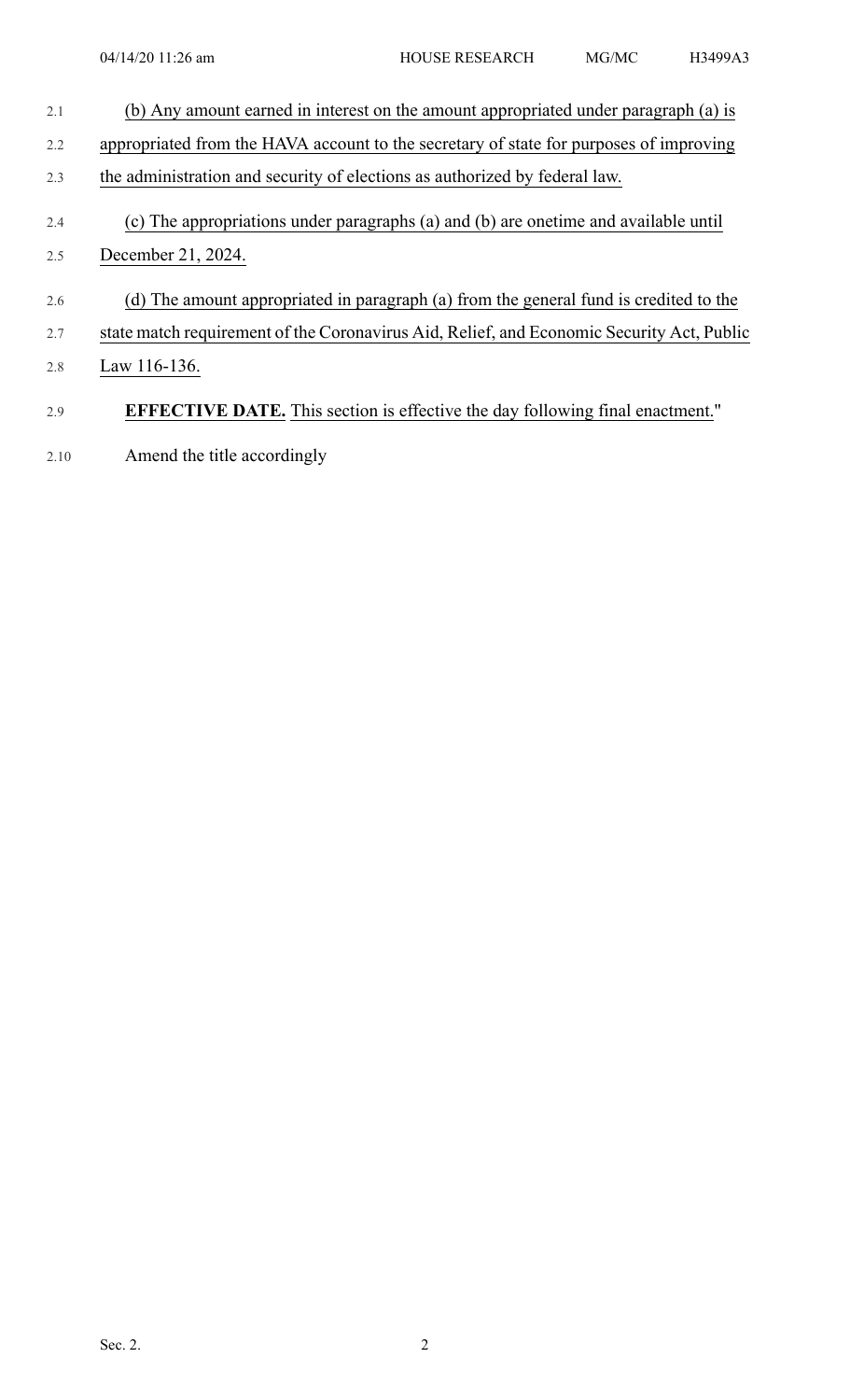(b) Any amount earned in interest on the amount appropriated under paragraph (a) is appropriated from the HAVA account to the secretary of state for purposes of improving the administration and security of elections as authorized by federal law.

(c) The appropriations under paragraphs (a) and (b) are onetime and available until December 21, 2024.

(d) The amount appropriated in paragraph (a) from the general fund is credited to the state match requirement of the Coronavirus Aid, Relief, and Economic Security Act, Public Law 116-136.

**EFFECTIVE DATE.** This section is effective the day following final enactment."

Amend the title accordingly